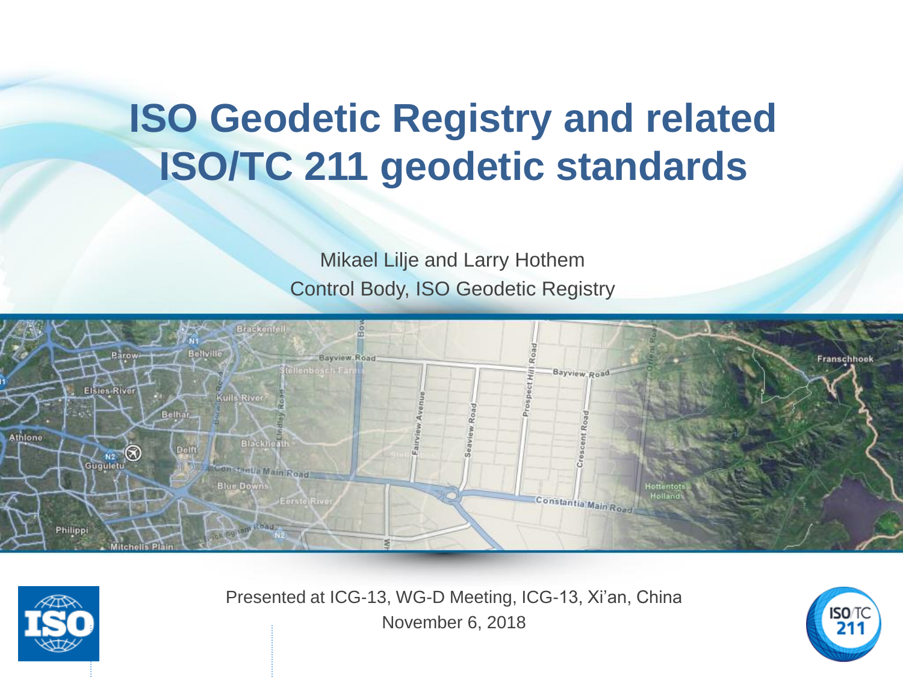# ISO Geodetic Registry and related ISO/TC 211 geodetic standards

Mikael Lilje and Larry Hothem

Control Body, ISO Geodetic Registry

Presented at ICG-13, WG-D Meeting, ICG-13, Xi'an, China

November 6, 2018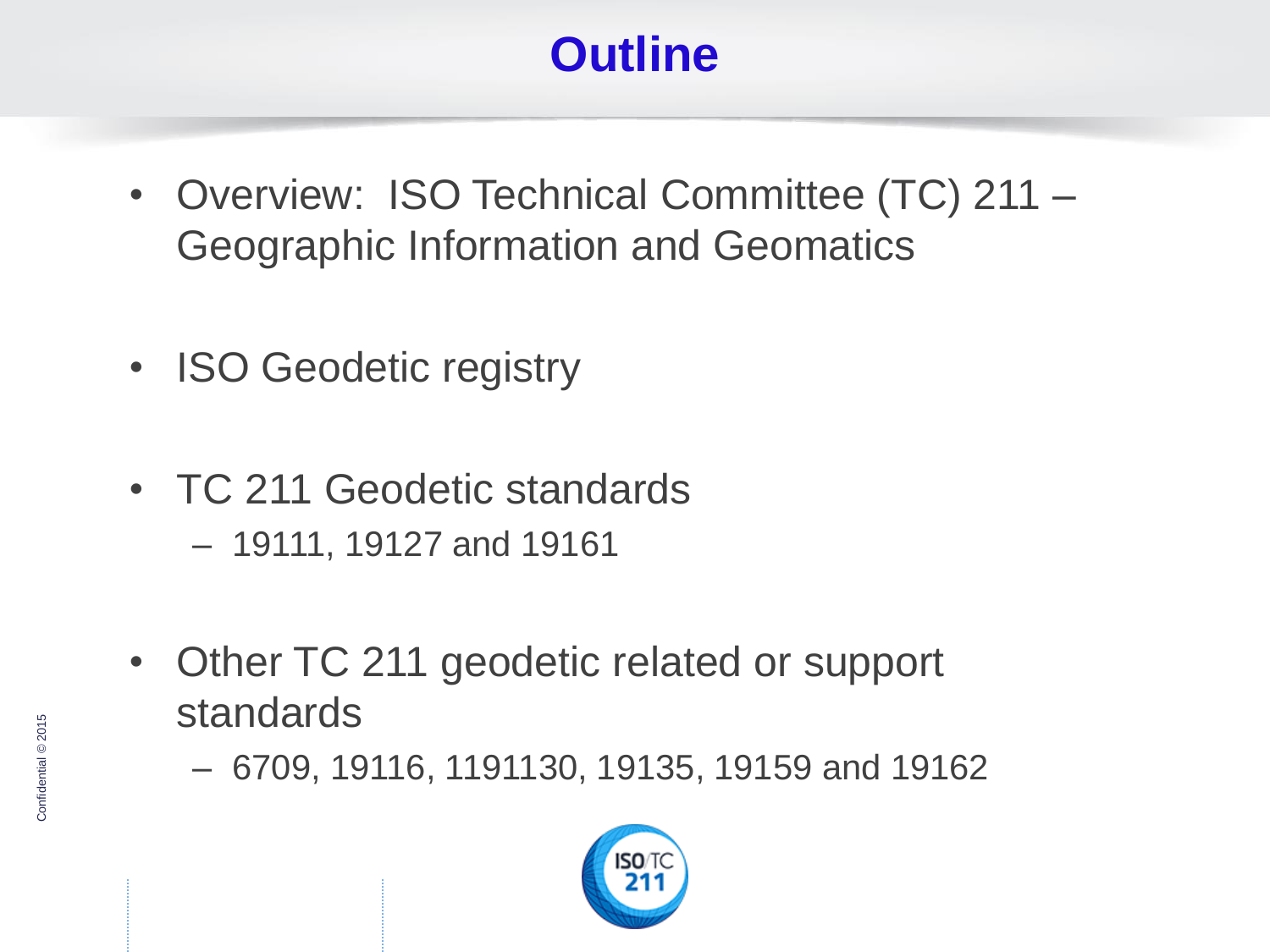# Outline

- Overview: ISO Technical Committee (TC) 211 – Geographic Information and Geomatics
- ISO Geodetic registry
- TC 211 Geodetic standards
  - 19111, 19127 and 19161
- Other TC 211 geodetic related or support standards
  - 6709, 19116, 1191130, 19135, 19159 and 19162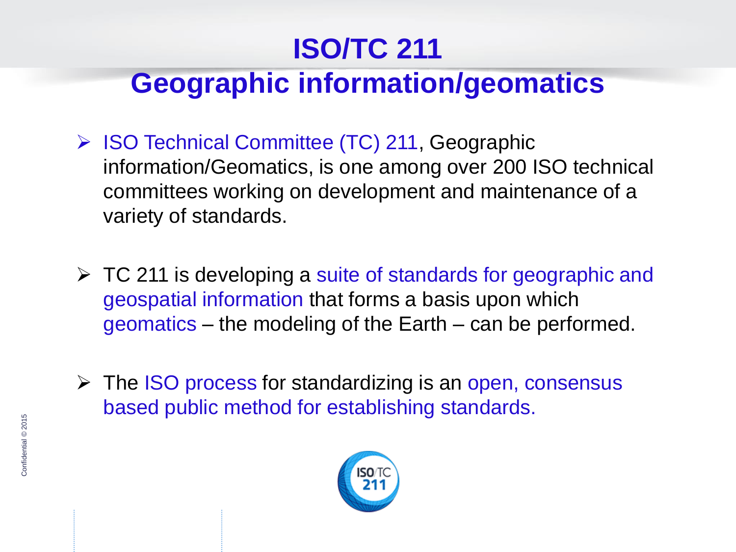# ISO/TC 211
## Geographic information/geomatics

- ISO Technical Committee (TC) 211, Geographic information/Geomatics, is one among over 200 ISO technical committees working on development and maintenance of a variety of standards.

- TC 211 is developing a suite of standards for geographic and geospatial information that forms a basis upon which geomatics – the modeling of the Earth – can be performed.

- The ISO process for standardizing is an open, consensus based public method for establishing standards.

Confidential © 2015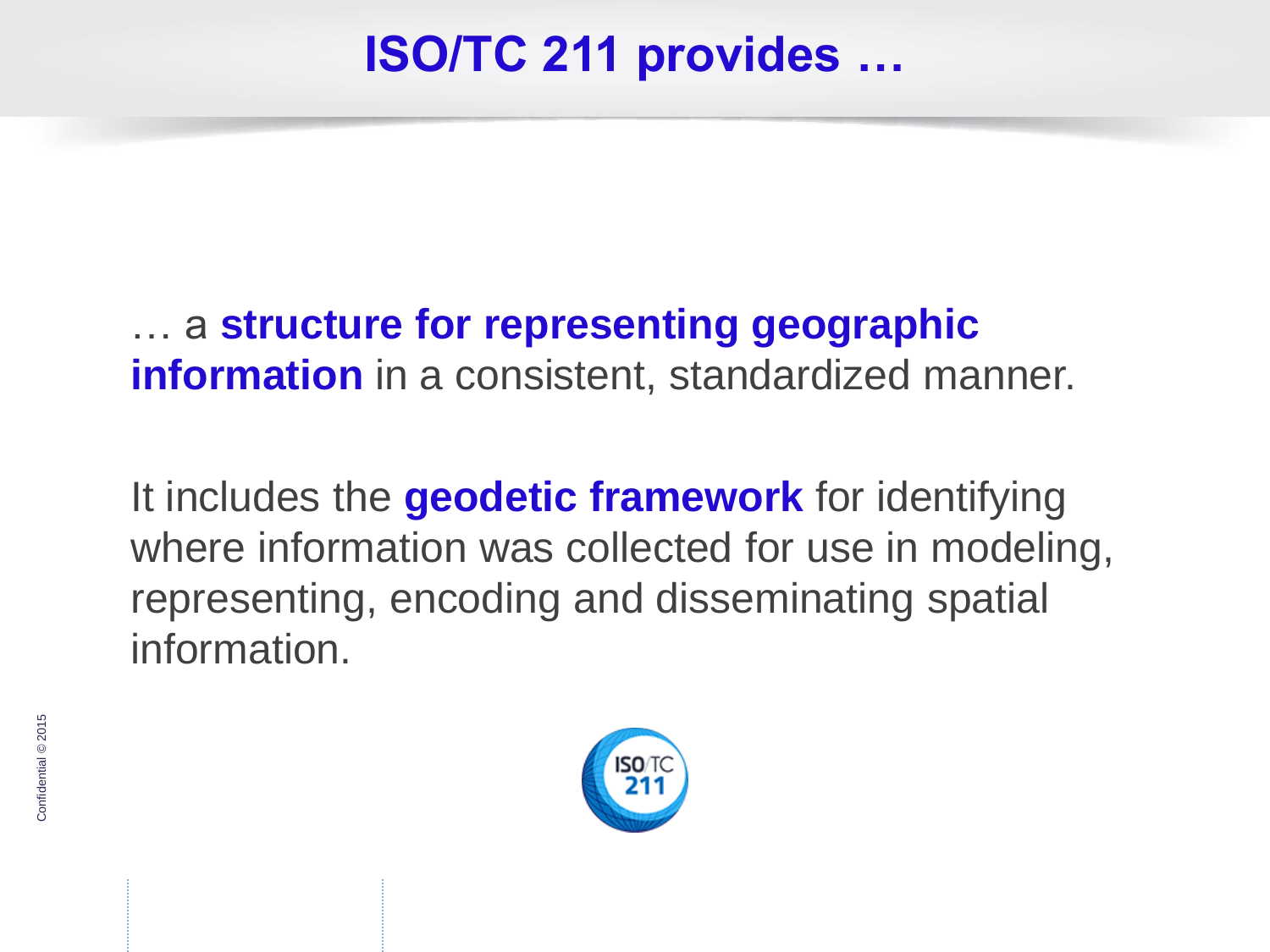# ISO/TC 211 provides …

… a **structure for representing geographic information** in a consistent, standardized manner.

It includes the **geodetic framework** for identifying where information was collected for use in modeling, representing, encoding and disseminating spatial information.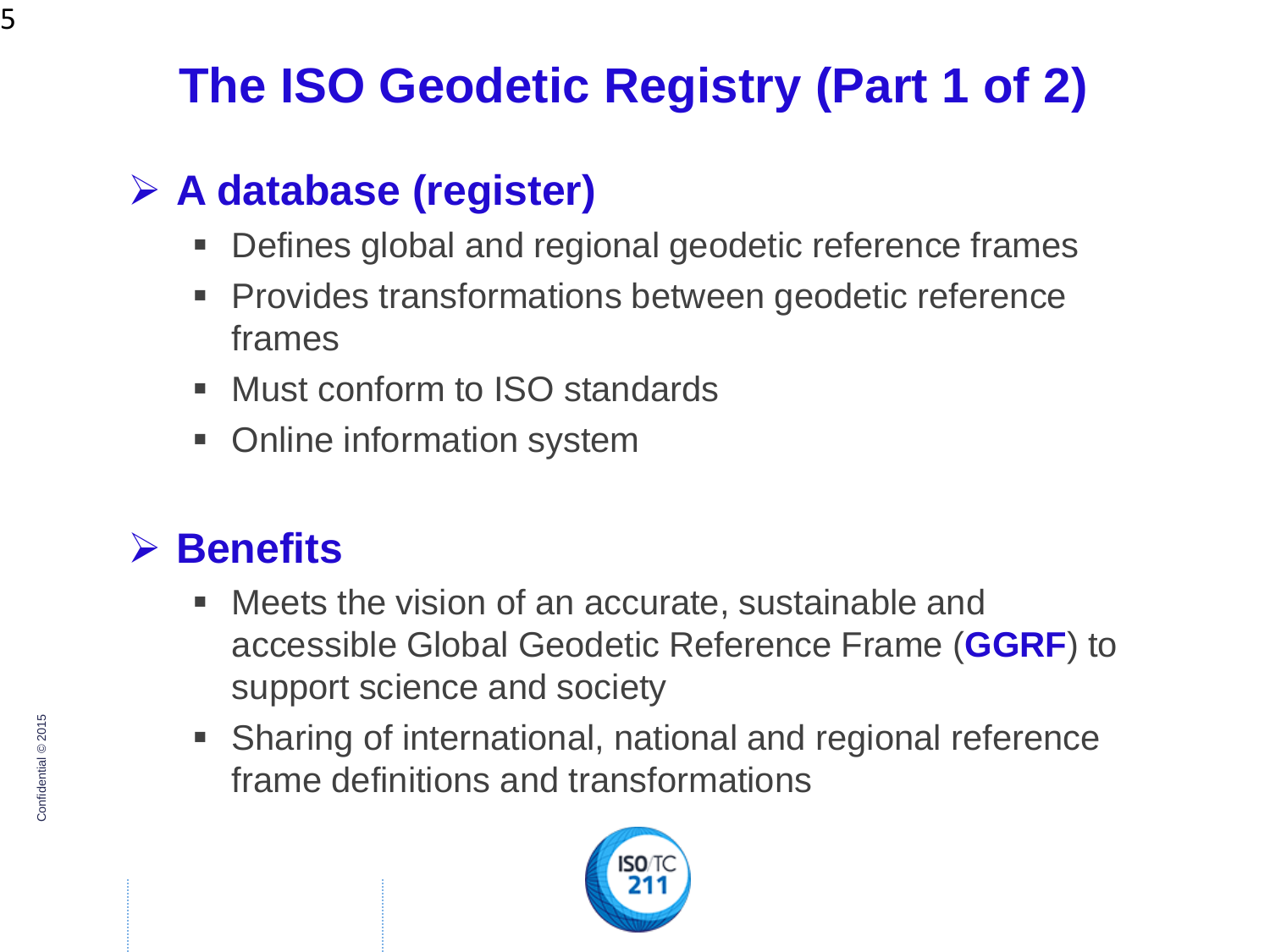# The ISO Geodetic Registry (Part 1 of 2)

## A database (register)

- Defines global and regional geodetic reference frames
- Provides transformations between geodetic reference frames
- Must conform to ISO standards
- Online information system

## Benefits

- Meets the vision of an accurate, sustainable and accessible Global Geodetic Reference Frame (**GGRF**) to support science and society
- Sharing of international, national and regional reference frame definitions and transformations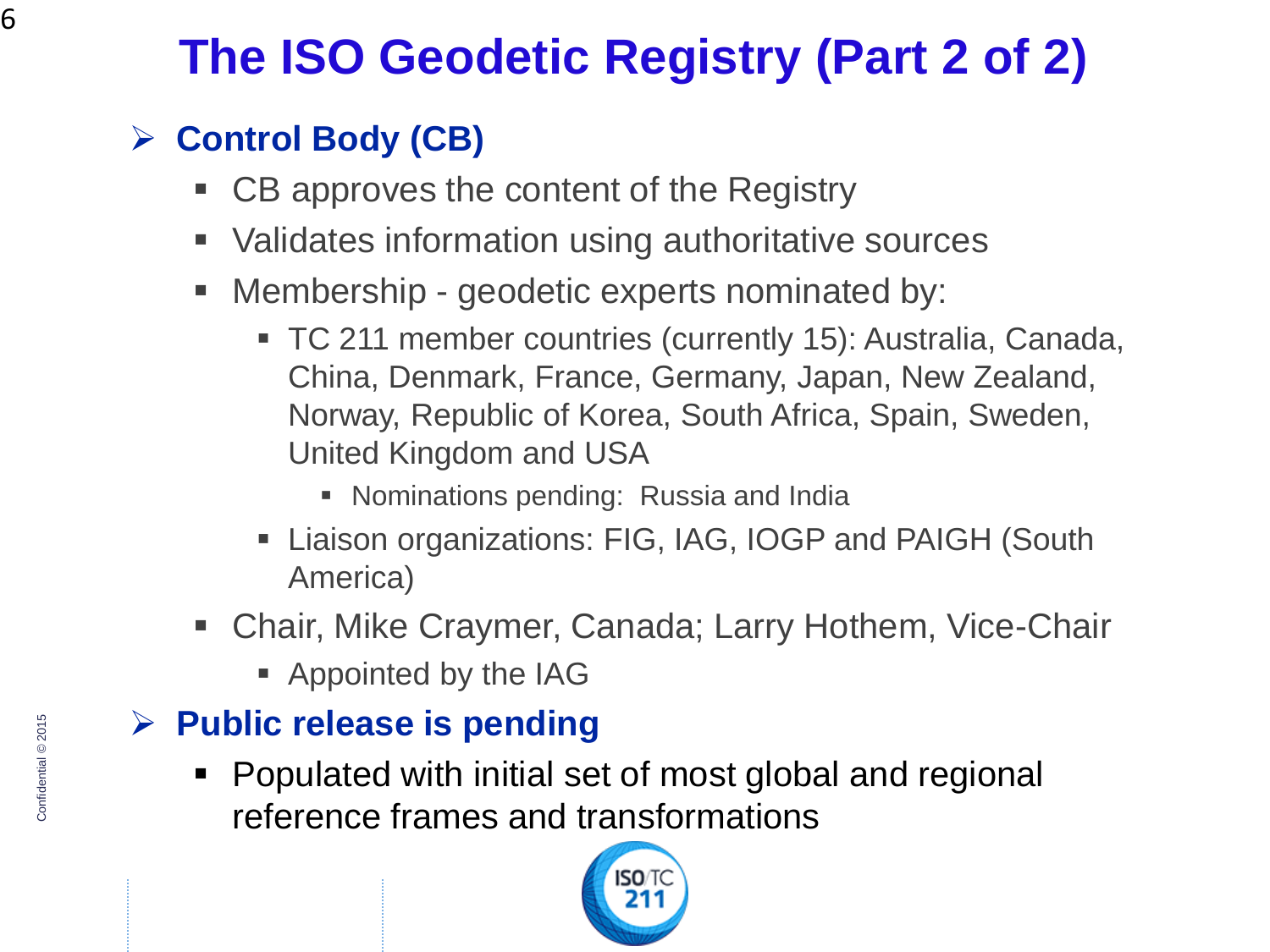# The ISO Geodetic Registry (Part 2 of 2)

- **Control Body (CB)**
  - CB approves the content of the Registry
  - Validates information using authoritative sources
  - Membership - geodetic experts nominated by:
    - TC 211 member countries (currently 15): Australia, Canada, China, Denmark, France, Germany, Japan, New Zealand, Norway, Republic of Korea, South Africa, Spain, Sweden, United Kingdom and USA
      - Nominations pending: Russia and India
    - Liaison organizations: FIG, IAG, IOGP and PAIGH (South America)
  - Chair, Mike Craymer, Canada; Larry Hothem, Vice-Chair
    - Appointed by the IAG
- **Public release is pending**
  - Populated with initial set of most global and regional reference frames and transformations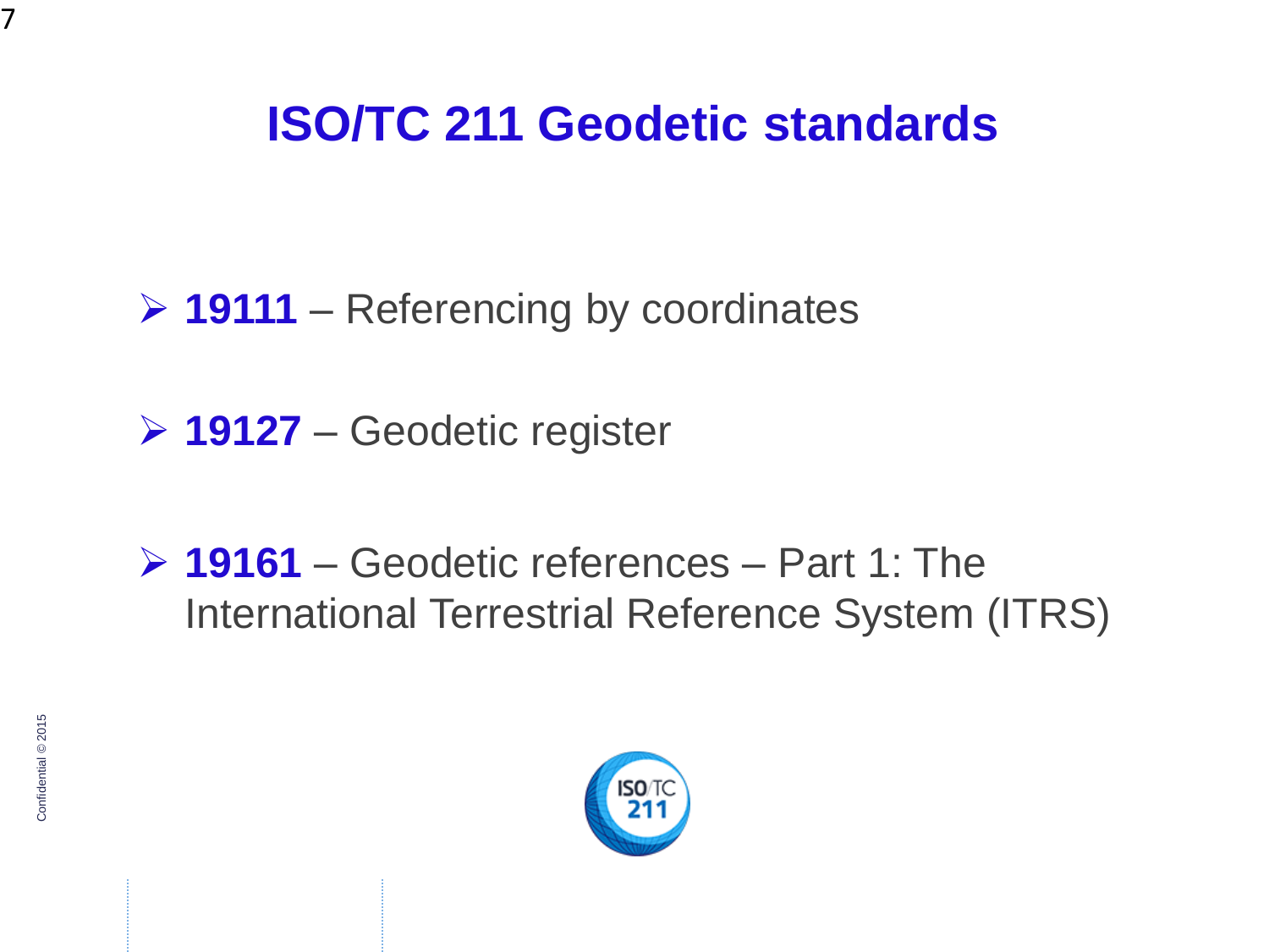# ISO/TC 211 Geodetic standards

- **19111** – Referencing by coordinates
- **19127** – Geodetic register
- **19161** – Geodetic references – Part 1: The International Terrestrial Reference System (ITRS)

Confidential © 2015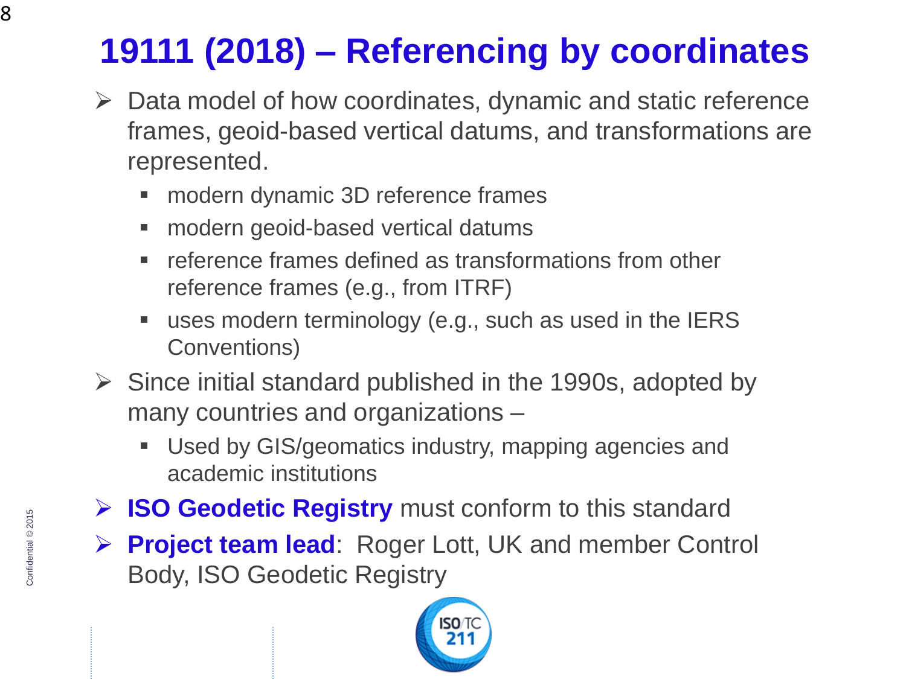# 19111 (2018) – Referencing by coordinates

- Data model of how coordinates, dynamic and static reference frames, geoid-based vertical datums, and transformations are represented.
  - modern dynamic 3D reference frames
  - modern geoid-based vertical datums
  - reference frames defined as transformations from other reference frames (e.g., from ITRF)
  - uses modern terminology (e.g., such as used in the IERS Conventions)
- Since initial standard published in the 1990s, adopted by many countries and organizations –
  - Used by GIS/geomatics industry, mapping agencies and academic institutions
- **ISO Geodetic Registry** must conform to this standard
- **Project team lead**: Roger Lott, UK and member Control Body, ISO Geodetic Registry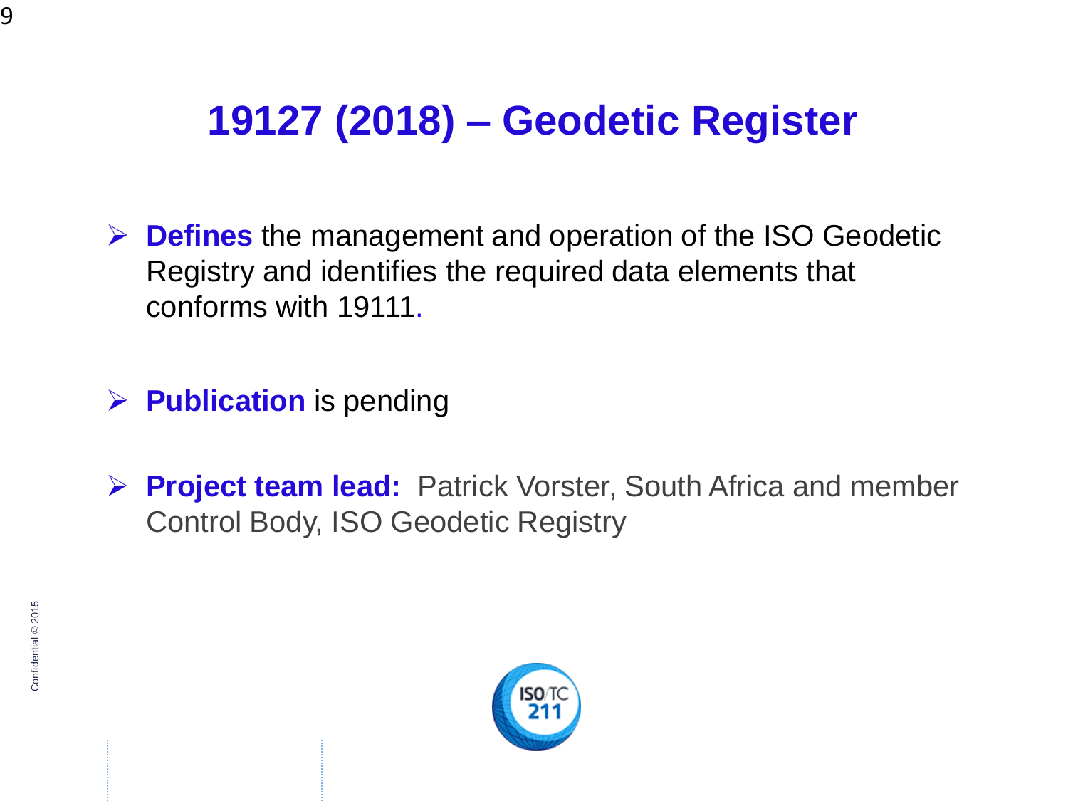# 19127 (2018) – Geodetic Register

- **Defines** the management and operation of the ISO Geodetic Registry and identifies the required data elements that conforms with 19111.

- **Publication** is pending

- **Project team lead:** Patrick Vorster, South Africa and member Control Body, ISO Geodetic Registry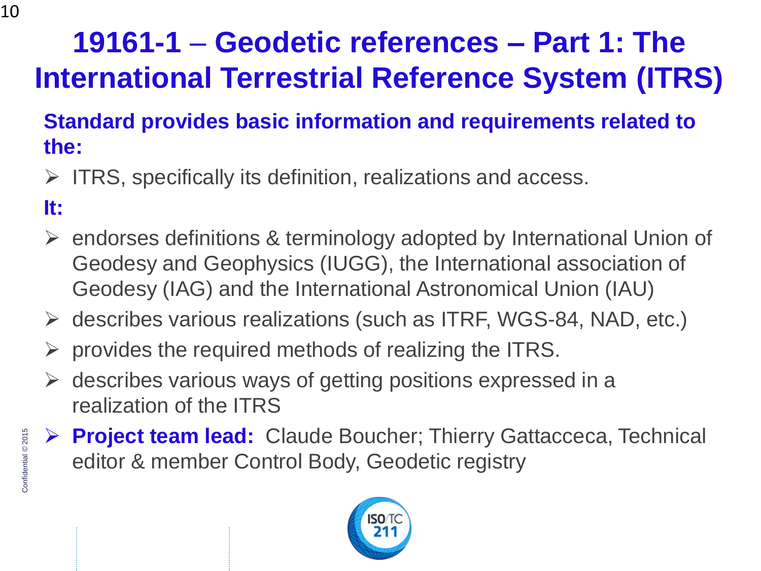# 19161-1 – Geodetic references – Part 1: The International Terrestrial Reference System (ITRS)

**Standard provides basic information and requirements related to the:**

- ITRS, specifically its definition, realizations and access.

**It:**

- endorses definitions & terminology adopted by International Union of Geodesy and Geophysics (IUGG), the International association of Geodesy (IAG) and the International Astronomical Union (IAU)
- describes various realizations (such as ITRF, WGS-84, NAD, etc.)
- provides the required methods of realizing the ITRS.
- describes various ways of getting positions expressed in a realization of the ITRS
- **Project team lead:** Claude Boucher; Thierry Gattacceca, Technical editor & member Control Body, Geodetic registry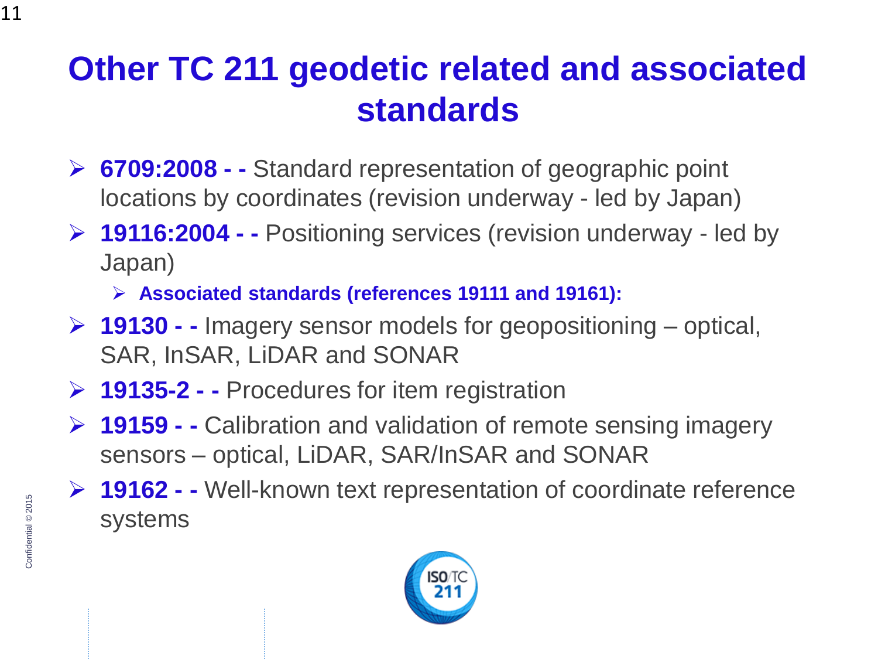# Other TC 211 geodetic related and associated standards

- **6709:2008 - -** Standard representation of geographic point locations by coordinates (revision underway - led by Japan)
- **19116:2004 - -** Positioning services (revision underway - led by Japan)
  - **Associated standards (references 19111 and 19161):**
- **19130 - -** Imagery sensor models for geopositioning – optical, SAR, InSAR, LiDAR and SONAR
- **19135-2 - -** Procedures for item registration
- **19159 - -** Calibration and validation of remote sensing imagery sensors – optical, LiDAR, SAR/InSAR and SONAR
- **19162 - -** Well-known text representation of coordinate reference systems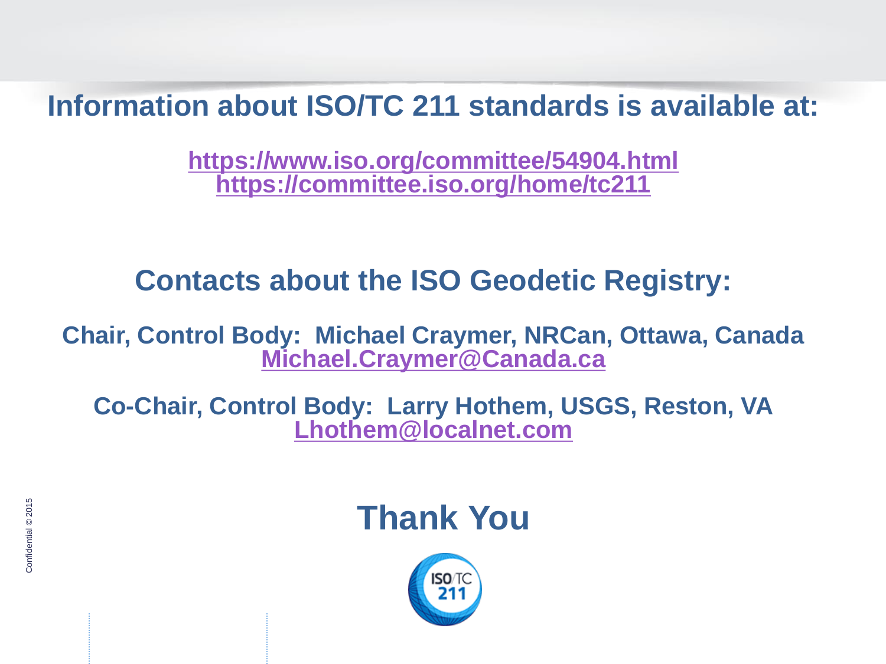## Information about ISO/TC 211 standards is available at:

https://www.iso.org/committee/54904.html
https://committee.iso.org/home/tc211

## Contacts about the ISO Geodetic Registry:

**Chair, Control Body: Michael Craymer, NRCan, Ottawa, Canada**
Michael.Craymer@Canada.ca

**Co-Chair, Control Body: Larry Hothem, USGS, Reston, VA**
Lhothem@localnet.com

# Thank You

Confidential © 2015